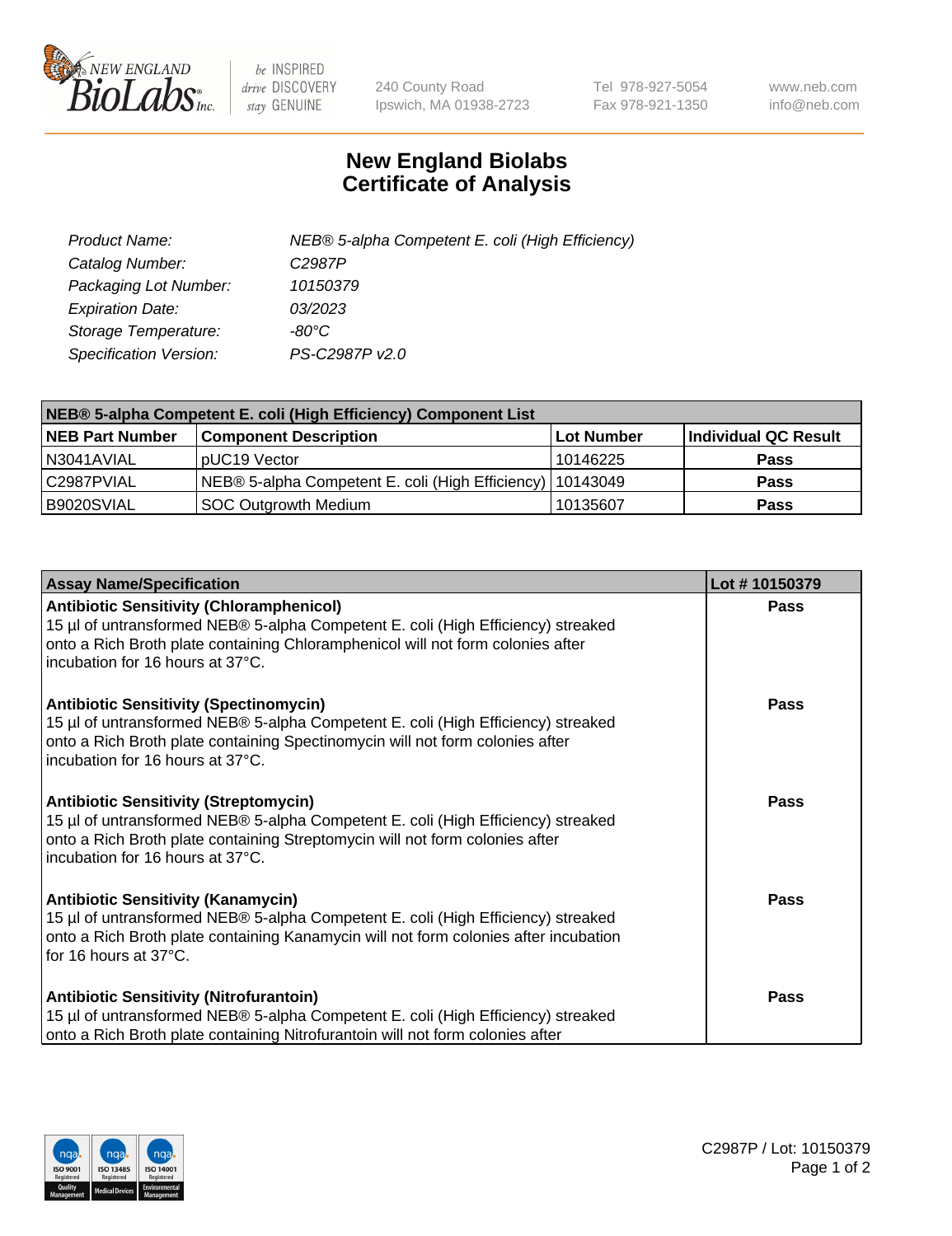# New England Biolabs Certificate of Analysis

| | |
|---|---|
| *Product Name:* | *NEB® 5-alpha Competent E. coli (High Efficiency)* |
| *Catalog Number:* | *C2987P* |
| *Packaging Lot Number:* | *10150379* |
| *Expiration Date:* | *03/2023* |
| *Storage Temperature:* | *-80°C* |
| *Specification Version:* | *PS-C2987P v2.0* |

| NEB® 5-alpha Competent E. coli (High Efficiency) Component List | | | |
|---|---|---|---|
| **NEB Part Number** | **Component Description** | **Lot Number** | **Individual QC Result** |
| N3041AVIAL | pUC19 Vector | 10146225 | **Pass** |
| C2987PVIAL | NEB® 5-alpha Competent E. coli (High Efficiency) | 10143049 | **Pass** |
| B9020SVIAL | SOC Outgrowth Medium | 10135607 | **Pass** |

| Assay Name/Specification | Lot # 10150379 |
|---|---|
| **Antibiotic Sensitivity (Chloramphenicol)** 15 µl of untransformed NEB® 5-alpha Competent E. coli (High Efficiency) streaked onto a Rich Broth plate containing Chloramphenicol will not form colonies after incubation for 16 hours at 37°C. | **Pass** |
| **Antibiotic Sensitivity (Spectinomycin)** 15 µl of untransformed NEB® 5-alpha Competent E. coli (High Efficiency) streaked onto a Rich Broth plate containing Spectinomycin will not form colonies after incubation for 16 hours at 37°C. | **Pass** |
| **Antibiotic Sensitivity (Streptomycin)** 15 µl of untransformed NEB® 5-alpha Competent E. coli (High Efficiency) streaked onto a Rich Broth plate containing Streptomycin will not form colonies after incubation for 16 hours at 37°C. | **Pass** |
| **Antibiotic Sensitivity (Kanamycin)** 15 µl of untransformed NEB® 5-alpha Competent E. coli (High Efficiency) streaked onto a Rich Broth plate containing Kanamycin will not form colonies after incubation for 16 hours at 37°C. | **Pass** |
| **Antibiotic Sensitivity (Nitrofurantoin)** 15 µl of untransformed NEB® 5-alpha Competent E. coli (High Efficiency) streaked onto a Rich Broth plate containing Nitrofurantoin will not form colonies after | **Pass** |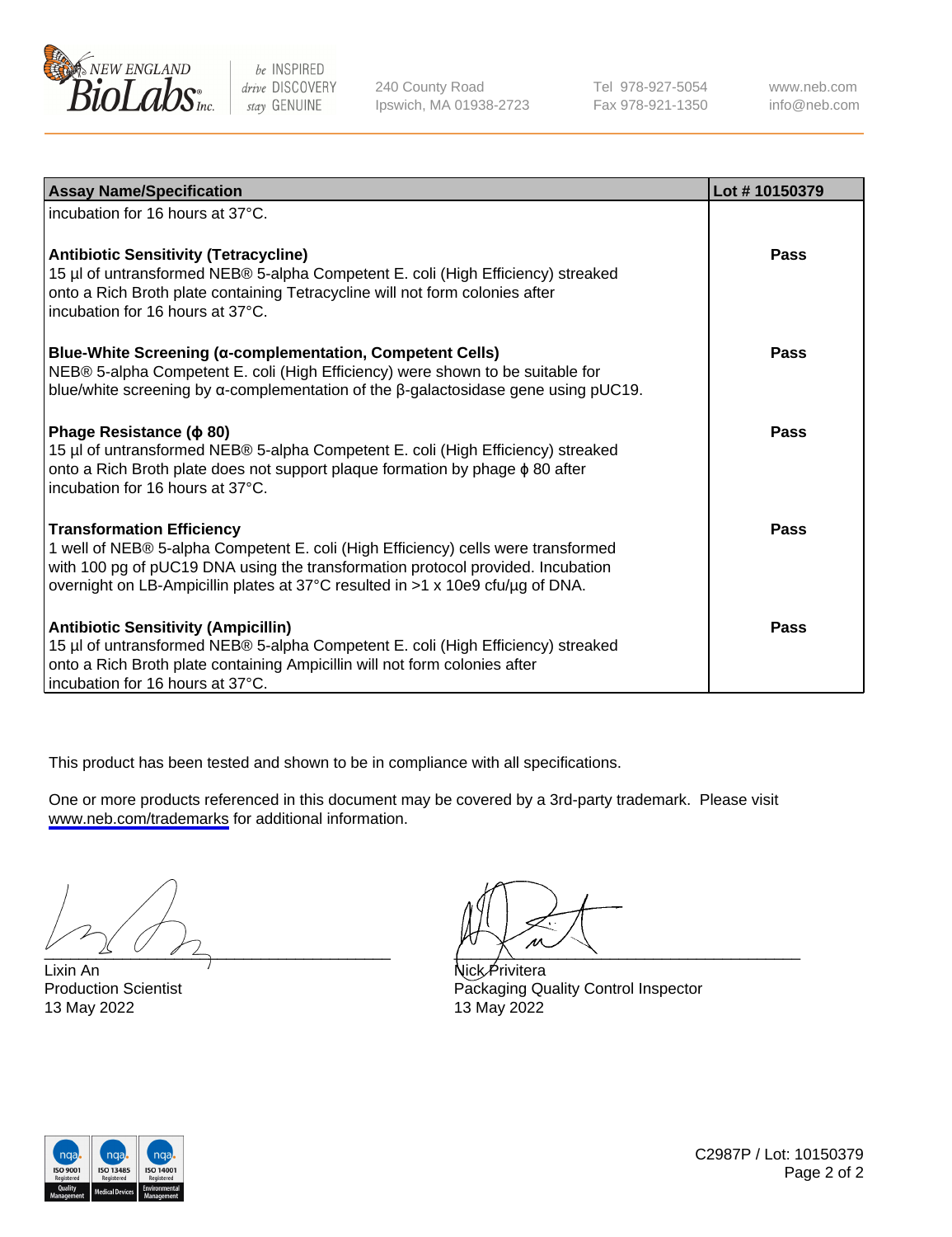| Assay Name/Specification | Lot # 10150379 |
| --- | --- |
| incubation for 16 hours at 37°C. | |
| **Antibiotic Sensitivity (Tetracycline)**<br>15 µl of untransformed NEB® 5-alpha Competent E. coli (High Efficiency) streaked onto a Rich Broth plate containing Tetracycline will not form colonies after incubation for 16 hours at 37°C. | **Pass** |
| **Blue-White Screening (α-complementation, Competent Cells)**<br>NEB® 5-alpha Competent E. coli (High Efficiency) were shown to be suitable for blue/white screening by α-complementation of the β-galactosidase gene using pUC19. | **Pass** |
| **Phage Resistance (ϕ 80)**<br>15 µl of untransformed NEB® 5-alpha Competent E. coli (High Efficiency) streaked onto a Rich Broth plate does not support plaque formation by phage ϕ 80 after incubation for 16 hours at 37°C. | **Pass** |
| **Transformation Efficiency**<br>1 well of NEB® 5-alpha Competent E. coli (High Efficiency) cells were transformed with 100 pg of pUC19 DNA using the transformation protocol provided. Incubation overnight on LB-Ampicillin plates at 37°C resulted in >1 x 10e9 cfu/µg of DNA. | **Pass** |
| **Antibiotic Sensitivity (Ampicillin)**<br>15 µl of untransformed NEB® 5-alpha Competent E. coli (High Efficiency) streaked onto a Rich Broth plate containing Ampicillin will not form colonies after incubation for 16 hours at 37°C. | **Pass** |

This product has been tested and shown to be in compliance with all specifications.

One or more products referenced in this document may be covered by a 3rd-party trademark. Please visit www.neb.com/trademarks for additional information.

Lixin An
Production Scientist
13 May 2022

Nick Privitera
Packaging Quality Control Inspector
13 May 2022

C2987P / Lot: 10150379